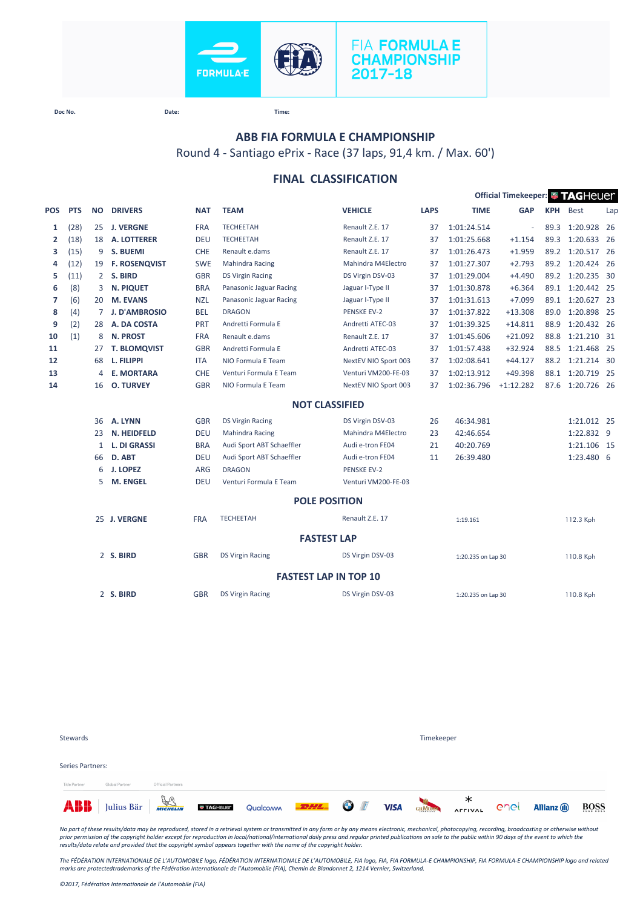FIA FORMULA E CHAMPIONSHIP 2017-18

Doc No. Date: Time:

## ABB FIA FORMULA E CHAMPIONSHIP

Round 4 - Santiago ePrix - Race (37 laps, 91,4 km. / Max. 60')

### FINAL CLASSIFICATION

Official Timekeeper: TAGHeuer

| POS | PTS | NO | DRIVERS | NAT | TEAM | VEHICLE | LAPS | TIME | GAP | KPH | Best | Lap |
|---|---|---|---|---|---|---|---|---|---|---|---|---|
| **1** | (28) | 25 | **J. VERGNE** | FRA | TECHEETAH | Renault Z.E. 17 | 37 | 1:01:24.514 | - | 89.3 | 1:20.928 | 26 |
| **2** | (18) | 18 | **A. LOTTERER** | DEU | TECHEETAH | Renault Z.E. 17 | 37 | 1:01:25.668 | +1.154 | 89.3 | 1:20.633 | 26 |
| **3** | (15) | 9 | **S. BUEMI** | CHE | Renault e.dams | Renault Z.E. 17 | 37 | 1:01:26.473 | +1.959 | 89.2 | 1:20.517 | 26 |
| **4** | (12) | 19 | **F. ROSENQVIST** | SWE | Mahindra Racing | Mahindra M4Electro | 37 | 1:01:27.307 | +2.793 | 89.2 | 1:20.424 | 26 |
| **5** | (11) | 2 | **S. BIRD** | GBR | DS Virgin Racing | DS Virgin DSV-03 | 37 | 1:01:29.004 | +4.490 | 89.2 | 1:20.235 | 30 |
| **6** | (8) | 3 | **N. PIQUET** | BRA | Panasonic Jaguar Racing | Jaguar I-Type II | 37 | 1:01:30.878 | +6.364 | 89.1 | 1:20.442 | 25 |
| **7** | (6) | 20 | **M. EVANS** | NZL | Panasonic Jaguar Racing | Jaguar I-Type II | 37 | 1:01:31.613 | +7.099 | 89.1 | 1:20.627 | 23 |
| **8** | (4) | 7 | **J. D'AMBROSIO** | BEL | DRAGON | PENSKE EV-2 | 37 | 1:01:37.822 | +13.308 | 89.0 | 1:20.898 | 25 |
| **9** | (2) | 28 | **A. DA COSTA** | PRT | Andretti Formula E | Andretti ATEC-03 | 37 | 1:01:39.325 | +14.811 | 88.9 | 1:20.432 | 26 |
| **10** | (1) | 8 | **N. PROST** | FRA | Renault e.dams | Renault Z.E. 17 | 37 | 1:01:45.606 | +21.092 | 88.8 | 1:21.210 | 31 |
| **11** | | 27 | **T. BLOMQVIST** | GBR | Andretti Formula E | Andretti ATEC-03 | 37 | 1:01:57.438 | +32.924 | 88.5 | 1:21.468 | 25 |
| **12** | | 68 | **L. FILIPPI** | ITA | NIO Formula E Team | NextEV NIO Sport 003 | 37 | 1:02:08.641 | +44.127 | 88.2 | 1:21.214 | 30 |
| **13** | | 4 | **E. MORTARA** | CHE | Venturi Formula E Team | Venturi VM200-FE-03 | 37 | 1:02:13.912 | +49.398 | 88.1 | 1:20.719 | 25 |
| **14** | | 16 | **O. TURVEY** | GBR | NIO Formula E Team | NextEV NIO Sport 003 | 37 | 1:02:36.796 | +1:12.282 | 87.6 | 1:20.726 | 26 |

### NOT CLASSIFIED

| NO | DRIVERS | NAT | TEAM | VEHICLE | LAPS | TIME | Best | Lap |
|---|---|---|---|---|---|---|---|---|
| 36 | **A. LYNN** | GBR | DS Virgin Racing | DS Virgin DSV-03 | 26 | 46:34.981 | 1:21.012 | 25 |
| 23 | **N. HEIDFELD** | DEU | Mahindra Racing | Mahindra M4Electro | 23 | 42:46.654 | 1:22.832 | 9 |
| 1 | **L. DI GRASSI** | BRA | Audi Sport ABT Schaeffler | Audi e-tron FE04 | 21 | 40:20.769 | 1:21.106 | 15 |
| 66 | **D. ABT** | DEU | Audi Sport ABT Schaeffler | Audi e-tron FE04 | 11 | 26:39.480 | 1:23.480 | 6 |
| 6 | **J. LOPEZ** | ARG | DRAGON | PENSKE EV-2 | | | | |
| 5 | **M. ENGEL** | DEU | Venturi Formula E Team | Venturi VM200-FE-03 | | | | |

### POLE POSITION

| NO | DRIVER | NAT | TEAM | VEHICLE | TIME | SPEED |
|---|---|---|---|---|---|---|
| 25 | **J. VERGNE** | FRA | TECHEETAH | Renault Z.E. 17 | 1:19.161 | 112.3 Kph |

### FASTEST LAP

| NO | DRIVER | NAT | TEAM | VEHICLE | TIME | SPEED |
|---|---|---|---|---|---|---|
| 2 | **S. BIRD** | GBR | DS Virgin Racing | DS Virgin DSV-03 | 1:20.235 on Lap 30 | 110.8 Kph |

### FASTEST LAP IN TOP 10

| NO | DRIVER | NAT | TEAM | VEHICLE | TIME | SPEED |
|---|---|---|---|---|---|---|
| 2 | **S. BIRD** | GBR | DS Virgin Racing | DS Virgin DSV-03 | 1:20.235 on Lap 30 | 110.8 Kph |

Stewards

Timekeeper

Series Partners:

Title Partner | Global Partner | Official Partners

ABB | Julius Bär | Michelin | TAGHeuer | Qualcomm | DHL | BMW i | VISA | G.H. Mumm | Arrival | enel | Allianz | BOSS

*No part of these results/data may be reproduced, stored in a retrieval system or transmitted in any form or by any means electronic, mechanical, photocopying, recording, broadcasting or otherwise without prior permission of the copyright holder except for reproduction in local/national/international daily press and regular printed publications on sale to the public within 90 days of the event to which the results/data relate and provided that the copyright symbol appears together with the name of the copyright holder.*

*The FÉDÉRATION INTERNATIONALE DE L'AUTOMOBILE logo, FÉDÉRATION INTERNATIONALE DE L'AUTOMOBILE, FIA logo, FIA, FIA FORMULA-E CHAMPIONSHIP, FIA FORMULA-E CHAMPIONSHIP logo and related marks are protectedtrademarks of the Fédération Internationale de l'Automobile (FIA), Chemin de Blandonnet 2, 1214 Vernier, Switzerland.*

*©2017, Fédération Internationale de l'Automobile (FIA)*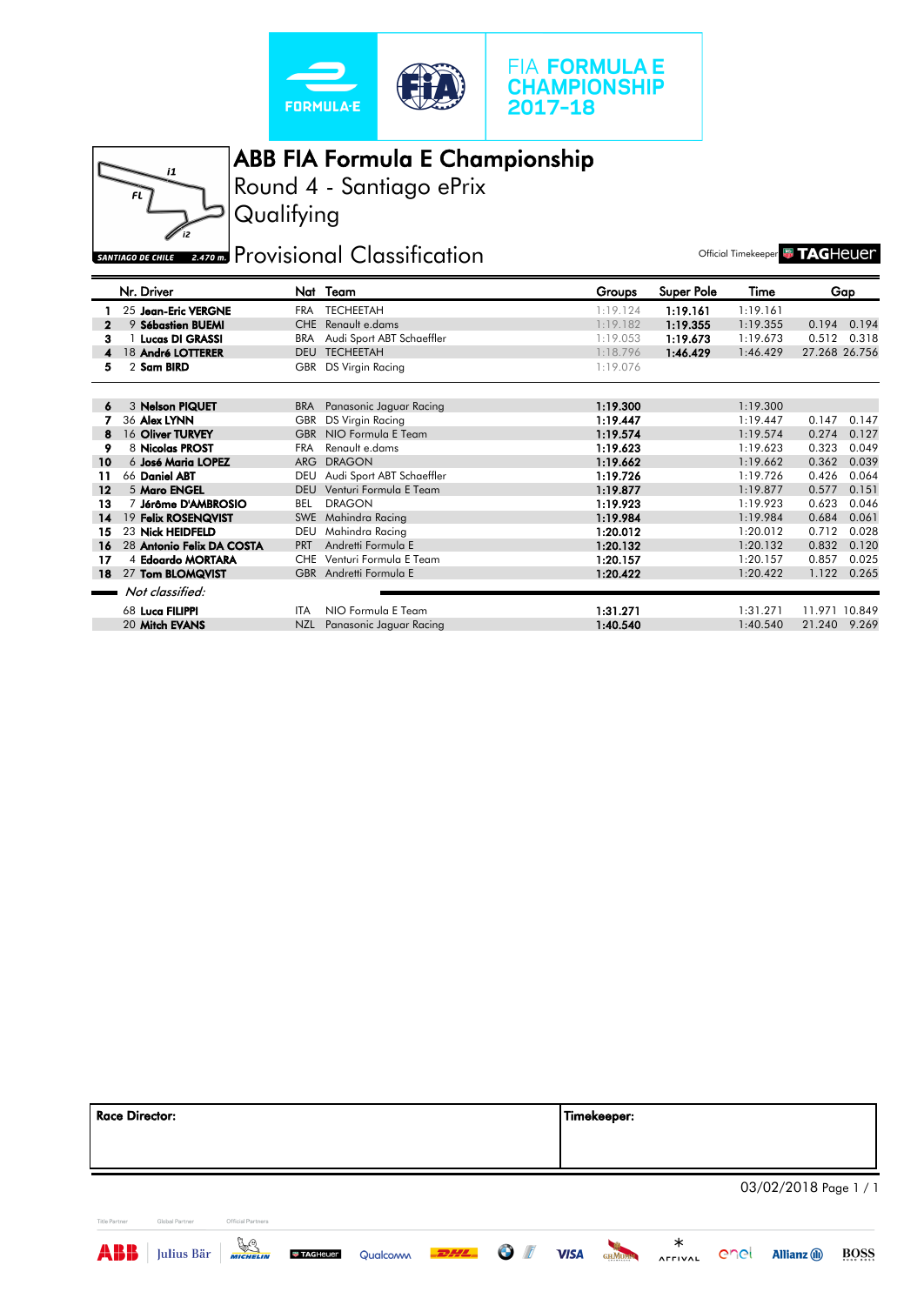# ABB FIA Formula E Championship

## Round 4 - Santiago ePrix

## Qualifying

## Provisional Classification

Official Timekeeper TAGHeuer

| | Nr. | Driver | Nat | Team | Groups | Super Pole | Time | Gap | |
|---|---|---|---|---|---|---|---|---|---|
| 1 | 25 | **Jean-Eric VERGNE** | FRA | TECHEETAH | 1:19.124 | **1:19.161** | 1:19.161 | | |
| 2 | 9 | **Sébastien BUEMI** | CHE | Renault e.dams | 1:19.182 | **1:19.355** | 1:19.355 | 0.194 | 0.194 |
| 3 | 1 | **Lucas DI GRASSI** | BRA | Audi Sport ABT Schaeffler | 1:19.053 | **1:19.673** | 1:19.673 | 0.512 | 0.318 |
| 4 | 18 | **André LOTTERER** | DEU | TECHEETAH | 1:18.796 | **1:46.429** | 1:46.429 | 27.268 | 26.756 |
| 5 | 2 | **Sam BIRD** | GBR | DS Virgin Racing | 1:19.076 | | | | |
| 6 | 3 | **Nelson PIQUET** | BRA | Panasonic Jaguar Racing | **1:19.300** | | 1:19.300 | | |
| 7 | 36 | **Alex LYNN** | GBR | DS Virgin Racing | **1:19.447** | | 1:19.447 | 0.147 | 0.147 |
| 8 | 16 | **Oliver TURVEY** | GBR | NIO Formula E Team | **1:19.574** | | 1:19.574 | 0.274 | 0.127 |
| 9 | 8 | **Nicolas PROST** | FRA | Renault e.dams | **1:19.623** | | 1:19.623 | 0.323 | 0.049 |
| 10 | 6 | **José Maria LOPEZ** | ARG | DRAGON | **1:19.662** | | 1:19.662 | 0.362 | 0.039 |
| 11 | 66 | **Daniel ABT** | DEU | Audi Sport ABT Schaeffler | **1:19.726** | | 1:19.726 | 0.426 | 0.064 |
| 12 | 5 | **Maro ENGEL** | DEU | Venturi Formula E Team | **1:19.877** | | 1:19.877 | 0.577 | 0.151 |
| 13 | 7 | **Jérôme D'AMBROSIO** | BEL | DRAGON | **1:19.923** | | 1:19.923 | 0.623 | 0.046 |
| 14 | 19 | **Felix ROSENQVIST** | SWE | Mahindra Racing | **1:19.984** | | 1:19.984 | 0.684 | 0.061 |
| 15 | 23 | **Nick HEIDFELD** | DEU | Mahindra Racing | **1:20.012** | | 1:20.012 | 0.712 | 0.028 |
| 16 | 28 | **Antonio Felix DA COSTA** | PRT | Andretti Formula E | **1:20.132** | | 1:20.132 | 0.832 | 0.120 |
| 17 | 4 | **Edoardo MORTARA** | CHE | Venturi Formula E Team | **1:20.157** | | 1:20.157 | 0.857 | 0.025 |
| 18 | 27 | **Tom BLOMQVIST** | GBR | Andretti Formula E | **1:20.422** | | 1:20.422 | 1.122 | 0.265 |
| *Not classified:* | | | | | | | | | |
| | 68 | **Luca FILIPPI** | ITA | NIO Formula E Team | **1:31.271** | | 1:31.271 | 11.971 | 10.849 |
| | 20 | **Mitch EVANS** | NZL | Panasonic Jaguar Racing | **1:40.540** | | 1:40.540 | 21.240 | 9.269 |

| **Race Director:** | **Timekeeper:** |
|---|---|
| | |

03/02/2018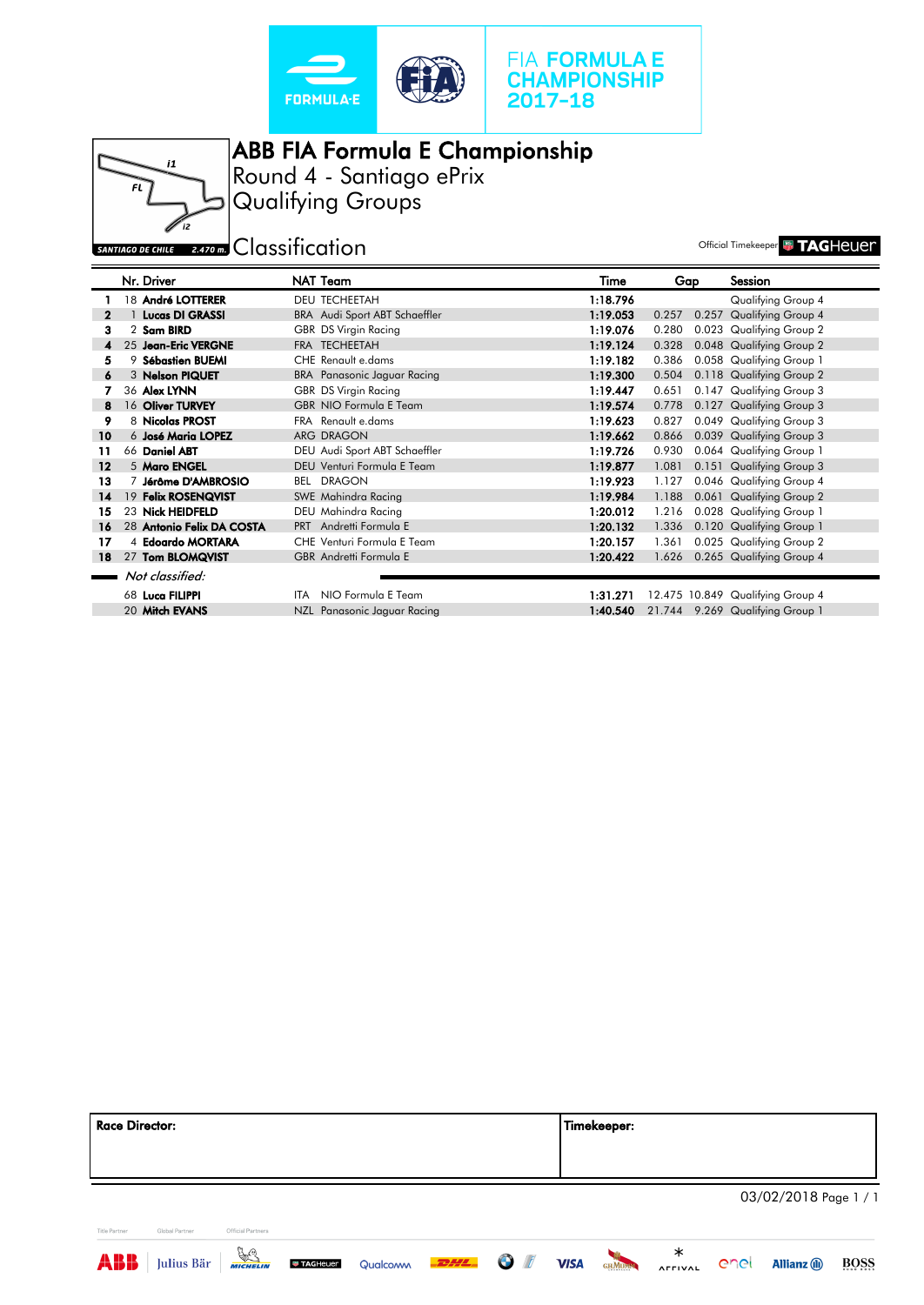FIA FORMULA E CHAMPIONSHIP 2017-18

# ABB FIA Formula E Championship

## Round 4 - Santiago ePrix

## Qualifying Groups

SANTIAGO DE CHILE 2.470 m.

## Classification

Official Timekeeper TAGHeuer

| | Nr. | Driver | NAT | Team | Time | Gap | | Session |
|---|---|---|---|---|---|---|---|---|
| 1 | 18 | **André LOTTERER** | DEU | TECHEETAH | **1:18.796** | | | Qualifying Group 4 |
| 2 | 1 | **Lucas DI GRASSI** | BRA | Audi Sport ABT Schaeffler | **1:19.053** | 0.257 | 0.257 | Qualifying Group 4 |
| 3 | 2 | **Sam BIRD** | GBR | DS Virgin Racing | **1:19.076** | 0.280 | 0.023 | Qualifying Group 2 |
| 4 | 25 | **Jean-Eric VERGNE** | FRA | TECHEETAH | **1:19.124** | 0.328 | 0.048 | Qualifying Group 2 |
| 5 | 9 | **Sébastien BUEMI** | CHE | Renault e.dams | **1:19.182** | 0.386 | 0.058 | Qualifying Group 1 |
| 6 | 3 | **Nelson PIQUET** | BRA | Panasonic Jaguar Racing | **1:19.300** | 0.504 | 0.118 | Qualifying Group 2 |
| 7 | 36 | **Alex LYNN** | GBR | DS Virgin Racing | **1:19.447** | 0.651 | 0.147 | Qualifying Group 3 |
| 8 | 16 | **Oliver TURVEY** | GBR | NIO Formula E Team | **1:19.574** | 0.778 | 0.127 | Qualifying Group 3 |
| 9 | 8 | **Nicolas PROST** | FRA | Renault e.dams | **1:19.623** | 0.827 | 0.049 | Qualifying Group 3 |
| 10 | 6 | **José Maria LOPEZ** | ARG | DRAGON | **1:19.662** | 0.866 | 0.039 | Qualifying Group 3 |
| 11 | 66 | **Daniel ABT** | DEU | Audi Sport ABT Schaeffler | **1:19.726** | 0.930 | 0.064 | Qualifying Group 1 |
| 12 | 5 | **Maro ENGEL** | DEU | Venturi Formula E Team | **1:19.877** | 1.081 | 0.151 | Qualifying Group 3 |
| 13 | 7 | **Jérôme D'AMBROSIO** | BEL | DRAGON | **1:19.923** | 1.127 | 0.046 | Qualifying Group 4 |
| 14 | 19 | **Felix ROSENQVIST** | SWE | Mahindra Racing | **1:19.984** | 1.188 | 0.061 | Qualifying Group 2 |
| 15 | 23 | **Nick HEIDFELD** | DEU | Mahindra Racing | **1:20.012** | 1.216 | 0.028 | Qualifying Group 1 |
| 16 | 28 | **Antonio Felix DA COSTA** | PRT | Andretti Formula E | **1:20.132** | 1.336 | 0.120 | Qualifying Group 1 |
| 17 | 4 | **Edoardo MORTARA** | CHE | Venturi Formula E Team | **1:20.157** | 1.361 | 0.025 | Qualifying Group 2 |
| 18 | 27 | **Tom BLOMQVIST** | GBR | Andretti Formula E | **1:20.422** | 1.626 | 0.265 | Qualifying Group 4 |
| | | *Not classified:* | | | | | | |
| | 68 | **Luca FILIPPI** | ITA | NIO Formula E Team | **1:31.271** | 12.475 | 10.849 | Qualifying Group 4 |
| | 20 | **Mitch EVANS** | NZL | Panasonic Jaguar Racing | **1:40.540** | 21.744 | 9.269 | Qualifying Group 1 |

| Race Director: | Timekeeper: |
|---|---|
| | |

03/02/2018

Title Partner Global Partner Official Partners

ABB Julius Bär MICHELIN TAGHeuer Qualcomm DHL BMW i VISA GH MUMM ARRIVAL enel Allianz BOSS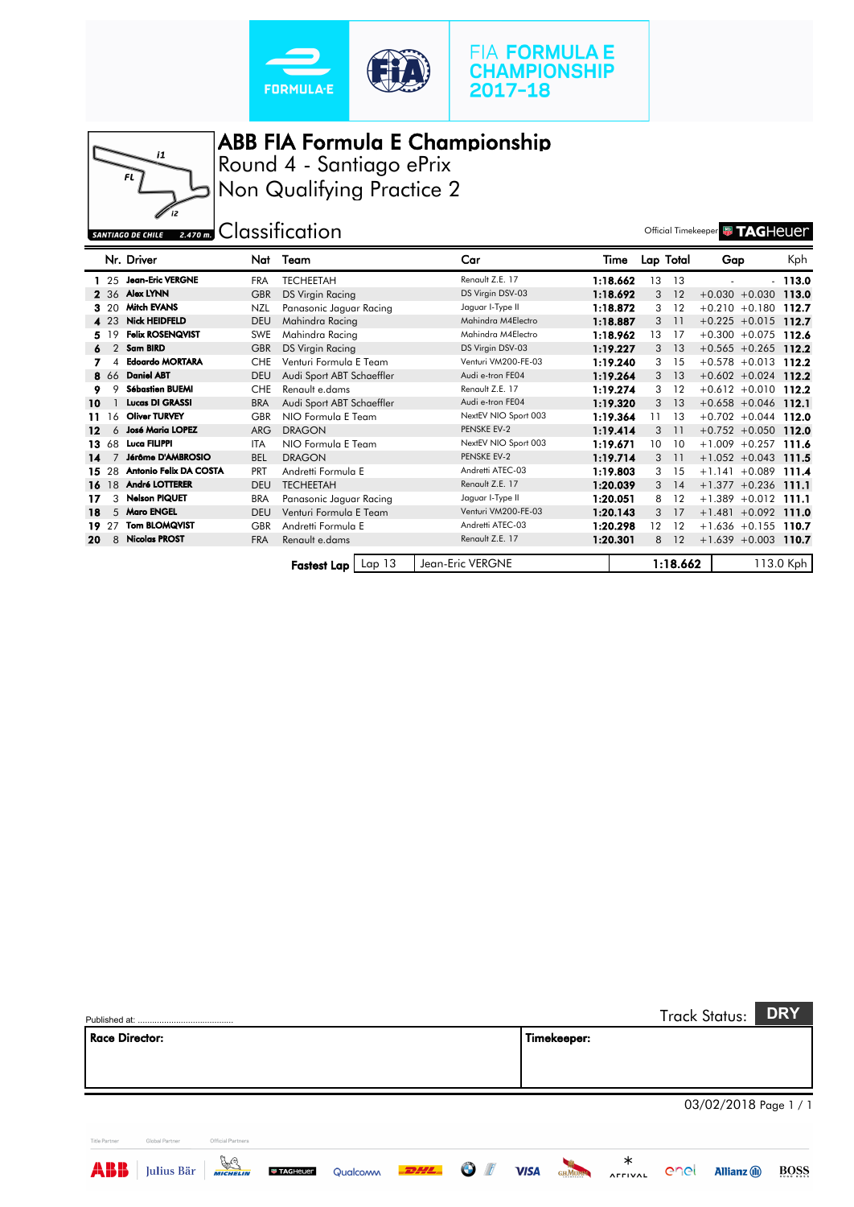FIA FORMULA E CHAMPIONSHIP 2017-18

# ABB FIA Formula E Championship

## Round 4 - Santiago ePrix

## Non Qualifying Practice 2

SANTIAGO DE CHILE 2.470 m.

## Classification

Official Timekeeper TAGHeuer

| | Nr. | Driver | Nat | Team | Car | Time | Lap | Total | Gap | | Kph |
|---|---|---|---|---|---|---|---|---|---|---|---|
| 1 | 25 | Jean-Eric VERGNE | FRA | TECHEETAH | Renault Z.E. 17 | 1:18.662 | 13 | 13 | - | - | 113.0 |
| 2 | 36 | Alex LYNN | GBR | DS Virgin Racing | DS Virgin DSV-03 | 1:18.692 | 3 | 12 | +0.030 | +0.030 | 113.0 |
| 3 | 20 | Mitch EVANS | NZL | Panasonic Jaguar Racing | Jaguar I-Type II | 1:18.872 | 3 | 12 | +0.210 | +0.180 | 112.7 |
| 4 | 23 | Nick HEIDFELD | DEU | Mahindra Racing | Mahindra M4Electro | 1:18.887 | 3 | 11 | +0.225 | +0.015 | 112.7 |
| 5 | 19 | Felix ROSENQVIST | SWE | Mahindra Racing | Mahindra M4Electro | 1:18.962 | 13 | 17 | +0.300 | +0.075 | 112.6 |
| 6 | 2 | Sam BIRD | GBR | DS Virgin Racing | DS Virgin DSV-03 | 1:19.227 | 3 | 13 | +0.565 | +0.265 | 112.2 |
| 7 | 4 | Edoardo MORTARA | CHE | Venturi Formula E Team | Venturi VM200-FE-03 | 1:19.240 | 3 | 15 | +0.578 | +0.013 | 112.2 |
| 8 | 66 | Daniel ABT | DEU | Audi Sport ABT Schaeffler | Audi e-tron FE04 | 1:19.264 | 3 | 13 | +0.602 | +0.024 | 112.2 |
| 9 | 9 | Sébastien BUEMI | CHE | Renault e.dams | Renault Z.E. 17 | 1:19.274 | 3 | 12 | +0.612 | +0.010 | 112.2 |
| 10 | 1 | Lucas DI GRASSI | BRA | Audi Sport ABT Schaeffler | Audi e-tron FE04 | 1:19.320 | 3 | 13 | +0.658 | +0.046 | 112.1 |
| 11 | 16 | Oliver TURVEY | GBR | NIO Formula E Team | NextEV NIO Sport 003 | 1:19.364 | 11 | 13 | +0.702 | +0.044 | 112.0 |
| 12 | 6 | José Maria LOPEZ | ARG | DRAGON | PENSKE EV-2 | 1:19.414 | 3 | 11 | +0.752 | +0.050 | 112.0 |
| 13 | 68 | Luca FILIPPI | ITA | NIO Formula E Team | NextEV NIO Sport 003 | 1:19.671 | 10 | 10 | +1.009 | +0.257 | 111.6 |
| 14 | 7 | Jérôme D'AMBROSIO | BEL | DRAGON | PENSKE EV-2 | 1:19.714 | 3 | 11 | +1.052 | +0.043 | 111.5 |
| 15 | 28 | Antonio Felix DA COSTA | PRT | Andretti Formula E | Andretti ATEC-03 | 1:19.803 | 3 | 15 | +1.141 | +0.089 | 111.4 |
| 16 | 18 | André LOTTERER | DEU | TECHEETAH | Renault Z.E. 17 | 1:20.039 | 3 | 14 | +1.377 | +0.236 | 111.1 |
| 17 | 3 | Nelson PIQUET | BRA | Panasonic Jaguar Racing | Jaguar I-Type II | 1:20.051 | 8 | 12 | +1.389 | +0.012 | 111.1 |
| 18 | 5 | Maro ENGEL | DEU | Venturi Formula E Team | Venturi VM200-FE-03 | 1:20.143 | 3 | 17 | +1.481 | +0.092 | 111.0 |
| 19 | 27 | Tom BLOMQVIST | GBR | Andretti Formula E | Andretti ATEC-03 | 1:20.298 | 12 | 12 | +1.636 | +0.155 | 110.7 |
| 20 | 8 | Nicolas PROST | FRA | Renault e.dams | Renault Z.E. 17 | 1:20.301 | 8 | 12 | +1.639 | +0.003 | 110.7 |

| Fastest Lap | Lap 13 | Jean-Eric VERGNE | 1:18.662 | 113.0 Kph |
|---|---|---|---|---|

Published at: ........................................

Track Status: DRY

| Race Director: | Timekeeper: |
|---|---|
| | |

03/02/2018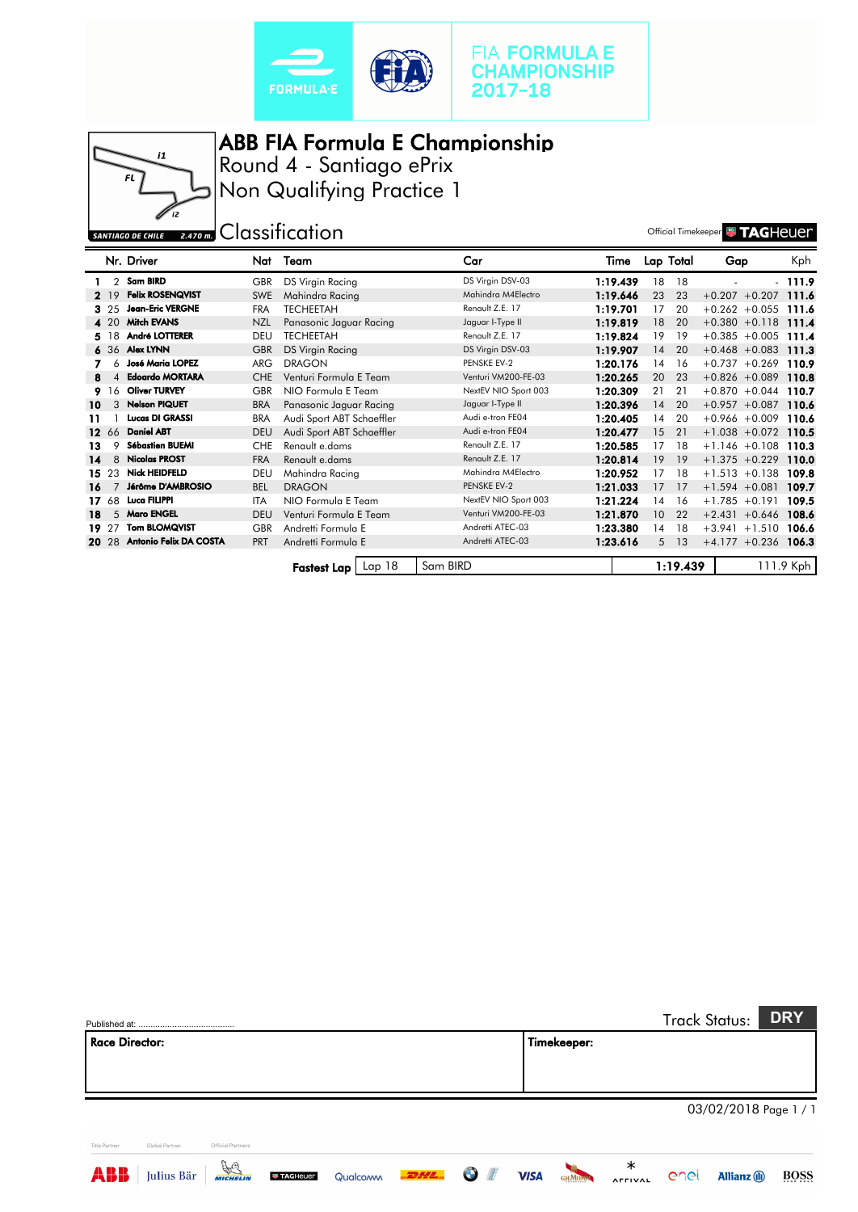FIA FORMULA E CHAMPIONSHIP 2017-18

# ABB FIA Formula E Championship

## Round 4 - Santiago ePrix

## Non Qualifying Practice 1

SANTIAGO DE CHILE 2.470 m.

## Classification

Official Timekeeper TAGHeuer

| | Nr. | Driver | Nat | Team | Car | Time | Lap | Total | Gap | | Kph |
|---|---|---|---|---|---|---|---|---|---|---|---|
| 1 | 2 | Sam BIRD | GBR | DS Virgin Racing | DS Virgin DSV-03 | 1:19.439 | 18 | 18 | - | - | 111.9 |
| 2 | 19 | Felix ROSENQVIST | SWE | Mahindra Racing | Mahindra M4Electro | 1:19.646 | 23 | 23 | +0.207 | +0.207 | 111.6 |
| 3 | 25 | Jean-Eric VERGNE | FRA | TECHEETAH | Renault Z.E. 17 | 1:19.701 | 17 | 20 | +0.262 | +0.055 | 111.6 |
| 4 | 20 | Mitch EVANS | NZL | Panasonic Jaguar Racing | Jaguar I-Type II | 1:19.819 | 18 | 20 | +0.380 | +0.118 | 111.4 |
| 5 | 18 | André LOTTERER | DEU | TECHEETAH | Renault Z.E. 17 | 1:19.824 | 19 | 19 | +0.385 | +0.005 | 111.4 |
| 6 | 36 | Alex LYNN | GBR | DS Virgin Racing | DS Virgin DSV-03 | 1:19.907 | 14 | 20 | +0.468 | +0.083 | 111.3 |
| 7 | 6 | José Maria LOPEZ | ARG | DRAGON | PENSKE EV-2 | 1:20.176 | 14 | 16 | +0.737 | +0.269 | 110.9 |
| 8 | 4 | Edoardo MORTARA | CHE | Venturi Formula E Team | Venturi VM200-FE-03 | 1:20.265 | 20 | 23 | +0.826 | +0.089 | 110.8 |
| 9 | 16 | Oliver TURVEY | GBR | NIO Formula E Team | NextEV NIO Sport 003 | 1:20.309 | 21 | 21 | +0.870 | +0.044 | 110.7 |
| 10 | 3 | Nelson PIQUET | BRA | Panasonic Jaguar Racing | Jaguar I-Type II | 1:20.396 | 14 | 20 | +0.957 | +0.087 | 110.6 |
| 11 | 1 | Lucas DI GRASSI | BRA | Audi Sport ABT Schaeffler | Audi e-tron FE04 | 1:20.405 | 14 | 20 | +0.966 | +0.009 | 110.6 |
| 12 | 66 | Daniel ABT | DEU | Audi Sport ABT Schaeffler | Audi e-tron FE04 | 1:20.477 | 15 | 21 | +1.038 | +0.072 | 110.5 |
| 13 | 9 | Sébastien BUEMI | CHE | Renault e.dams | Renault Z.E. 17 | 1:20.585 | 17 | 18 | +1.146 | +0.108 | 110.3 |
| 14 | 8 | Nicolas PROST | FRA | Renault e.dams | Renault Z.E. 17 | 1:20.814 | 19 | 19 | +1.375 | +0.229 | 110.0 |
| 15 | 23 | Nick HEIDFELD | DEU | Mahindra Racing | Mahindra M4Electro | 1:20.952 | 17 | 18 | +1.513 | +0.138 | 109.8 |
| 16 | 7 | Jérôme D'AMBROSIO | BEL | DRAGON | PENSKE EV-2 | 1:21.033 | 17 | 17 | +1.594 | +0.081 | 109.7 |
| 17 | 68 | Luca FILIPPI | ITA | NIO Formula E Team | NextEV NIO Sport 003 | 1:21.224 | 14 | 16 | +1.785 | +0.191 | 109.5 |
| 18 | 5 | Maro ENGEL | DEU | Venturi Formula E Team | Venturi VM200-FE-03 | 1:21.870 | 10 | 22 | +2.431 | +0.646 | 108.6 |
| 19 | 27 | Tom BLOMQVIST | GBR | Andretti Formula E | Andretti ATEC-03 | 1:23.380 | 14 | 18 | +3.941 | +1.510 | 106.6 |
| 20 | 28 | Antonio Felix DA COSTA | PRT | Andretti Formula E | Andretti ATEC-03 | 1:23.616 | 5 | 13 | +4.177 | +0.236 | 106.3 |

**Fastest Lap** | Lap 18 | Sam BIRD | 1:19.439 | 111.9 Kph

Published at: ........................................

Track Status: **DRY**

**Race Director:**

**Timekeeper:**

03/02/2018